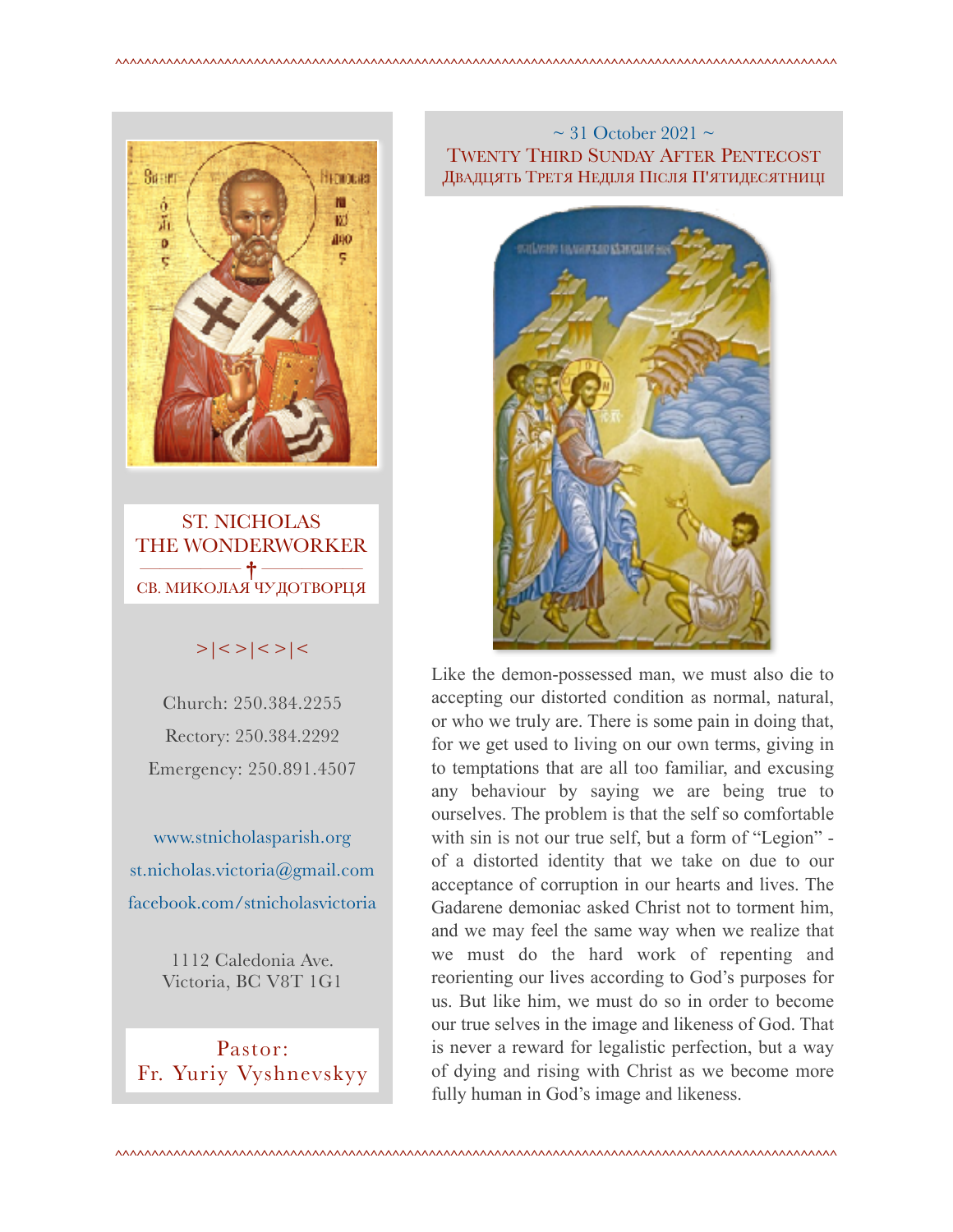ST. NICHOLAS THE WONDERWORKER

СВ. МИКОЛАЯ ЧУДОТВОРЦЯ

>|<>|<>|<

Church: 250.384.2255

Rectory: 250.384.2292

Emergency: 250.891.4507

www.stnicholasparish.org

st.nicholas.victoria@gmail.com

facebook.com/stnicholasvictoria

1112 Caledonia Ave.
Victoria, BC V8T 1G1

Pastor:
Fr. Yuriy Vyshnevskyy

~ 31 October 2021 ~

# Twenty Third Sunday After Pentecost

## Двадцять Третя Неділя Після П'ятидесятниці

Like the demon-possessed man, we must also die to accepting our distorted condition as normal, natural, or who we truly are. There is some pain in doing that, for we get used to living on our own terms, giving in to temptations that are all too familiar, and excusing any behaviour by saying we are being true to ourselves. The problem is that the self so comfortable with sin is not our true self, but a form of "Legion" - of a distorted identity that we take on due to our acceptance of corruption in our hearts and lives. The Gadarene demoniac asked Christ not to torment him, and we may feel the same way when we realize that we must do the hard work of repenting and reorienting our lives according to God's purposes for us. But like him, we must do so in order to become our true selves in the image and likeness of God. That is never a reward for legalistic perfection, but a way of dying and rising with Christ as we become more fully human in God's image and likeness.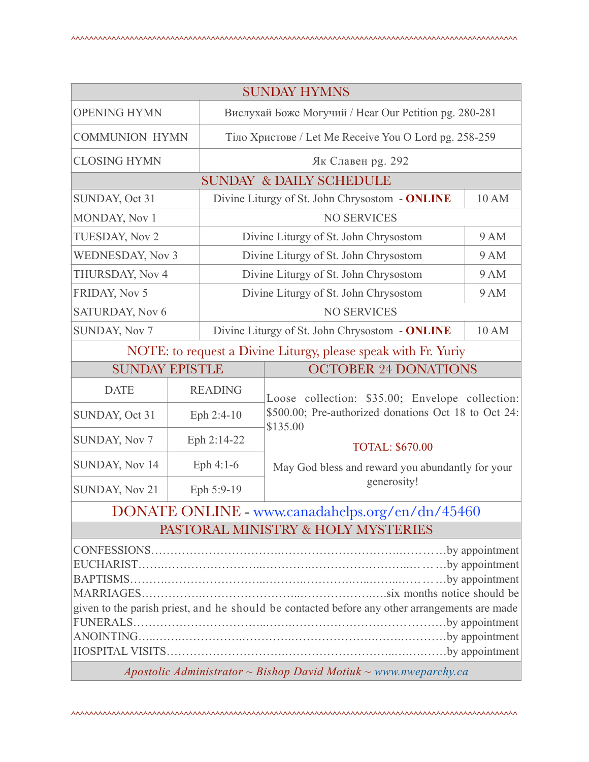## SUNDAY HYMNS

| | |
|---|---|
| OPENING HYMN | Вислухай Боже Могучий / Hear Our Petition pg. 280-281 |
| COMMUNION HYMN | Тіло Христове / Let Me Receive You O Lord pg. 258-259 |
| CLOSING HYMN | Як Славен pg. 292 |

## SUNDAY & DAILY SCHEDULE

| | | |
|---|---|---|
| SUNDAY, Oct 31 | Divine Liturgy of St. John Chrysostom - **ONLINE** | 10 AM |
| MONDAY, Nov 1 | NO SERVICES | |
| TUESDAY, Nov 2 | Divine Liturgy of St. John Chrysostom | 9 AM |
| WEDNESDAY, Nov 3 | Divine Liturgy of St. John Chrysostom | 9 AM |
| THURSDAY, Nov 4 | Divine Liturgy of St. John Chrysostom | 9 AM |
| FRIDAY, Nov 5 | Divine Liturgy of St. John Chrysostom | 9 AM |
| SATURDAY, Nov 6 | NO SERVICES | |
| SUNDAY, Nov 7 | Divine Liturgy of St. John Chrysostom - **ONLINE** | 10 AM |

NOTE: to request a Divine Liturgy, please speak with Fr. Yuriy

## SUNDAY EPISTLE

| DATE | READING |
|---|---|
| SUNDAY, Oct 31 | Eph 2:4-10 |
| SUNDAY, Nov 7 | Eph 2:14-22 |
| SUNDAY, Nov 14 | Eph 4:1-6 |
| SUNDAY, Nov 21 | Eph 5:9-19 |

## OCTOBER 24 DONATIONS

Loose collection: $35.00; Envelope collection: $500.00; Pre-authorized donations Oct 18 to Oct 24: $135.00

TOTAL: $670.00

May God bless and reward you abundantly for your generosity!

## DONATE ONLINE - www.canadahelps.org/en/dn/45460

## PASTORAL MINISTRY & HOLY MYSTERIES

CONFESSIONS……………………………………………………………by appointment
EUCHARIST……………………………………………………………by appointment
BAPTISMS……………………………………………………………by appointment
MARRIAGES……………………………………………………six months notice should be given to the parish priest, and he should be contacted before any other arrangements are made
FUNERALS……………………………………………………………by appointment
ANOINTING……………………………………………………………by appointment
HOSPITAL VISITS……………………………………………………by appointment

*Apostolic Administrator ~ Bishop David Motiuk ~ www.nweparchy.ca*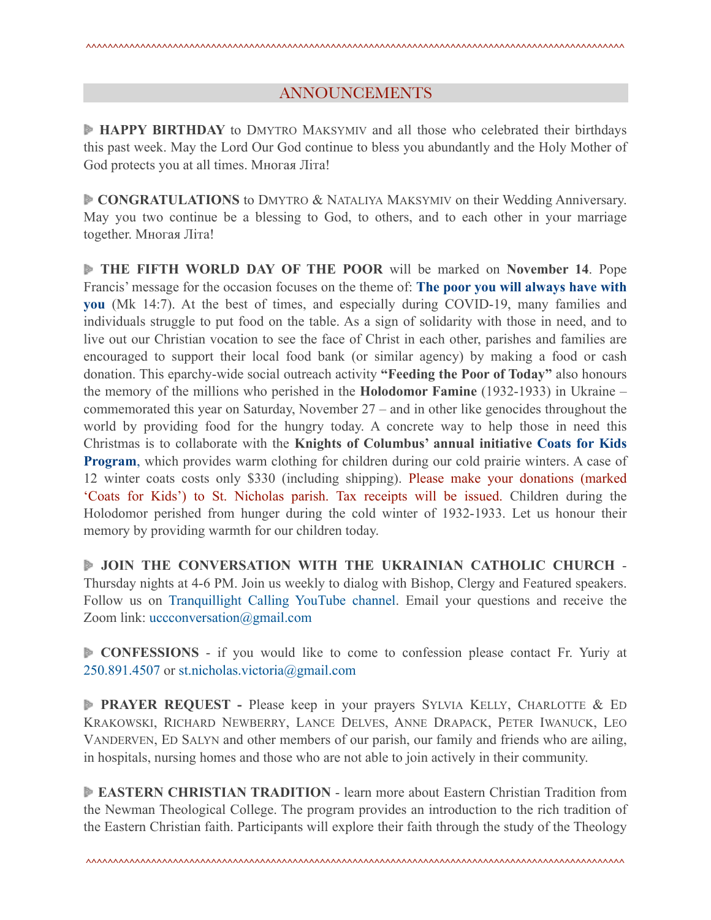## ANNOUNCEMENTS

**HAPPY BIRTHDAY** to DMYTRO MAKSYMIV and all those who celebrated their birthdays this past week. May the Lord Our God continue to bless you abundantly and the Holy Mother of God protects you at all times. Многая Літа!

**CONGRATULATIONS** to DMYTRO & NATALIYA MAKSYMIV on their Wedding Anniversary. May you two continue be a blessing to God, to others, and to each other in your marriage together. Многая Літа!

**THE FIFTH WORLD DAY OF THE POOR** will be marked on **November 14**. Pope Francis' message for the occasion focuses on the theme of: **The poor you will always have with you** (Mk 14:7). At the best of times, and especially during COVID-19, many families and individuals struggle to put food on the table. As a sign of solidarity with those in need, and to live out our Christian vocation to see the face of Christ in each other, parishes and families are encouraged to support their local food bank (or similar agency) by making a food or cash donation. This eparchy-wide social outreach activity **"Feeding the Poor of Today"** also honours the memory of the millions who perished in the **Holodomor Famine** (1932-1933) in Ukraine – commemorated this year on Saturday, November 27 – and in other like genocides throughout the world by providing food for the hungry today. A concrete way to help those in need this Christmas is to collaborate with the **Knights of Columbus' annual initiative Coats for Kids Program**, which provides warm clothing for children during our cold prairie winters. A case of 12 winter coats costs only $330 (including shipping). Please make your donations (marked 'Coats for Kids') to St. Nicholas parish. Tax receipts will be issued. Children during the Holodomor perished from hunger during the cold winter of 1932-1933. Let us honour their memory by providing warmth for our children today.

**JOIN THE CONVERSATION WITH THE UKRAINIAN CATHOLIC CHURCH** - Thursday nights at 4-6 PM. Join us weekly to dialog with Bishop, Clergy and Featured speakers. Follow us on Tranquillight Calling YouTube channel. Email your questions and receive the Zoom link: uccconversation@gmail.com

**CONFESSIONS** - if you would like to come to confession please contact Fr. Yuriy at 250.891.4507 or st.nicholas.victoria@gmail.com

**PRAYER REQUEST -** Please keep in your prayers SYLVIA KELLY, CHARLOTTE & ED KRAKOWSKI, RICHARD NEWBERRY, LANCE DELVES, ANNE DRAPACK, PETER IWANUCK, LEO VANDERVEN, ED SALYN and other members of our parish, our family and friends who are ailing, in hospitals, nursing homes and those who are not able to join actively in their community.

**EASTERN CHRISTIAN TRADITION** - learn more about Eastern Christian Tradition from the Newman Theological College. The program provides an introduction to the rich tradition of the Eastern Christian faith. Participants will explore their faith through the study of the Theology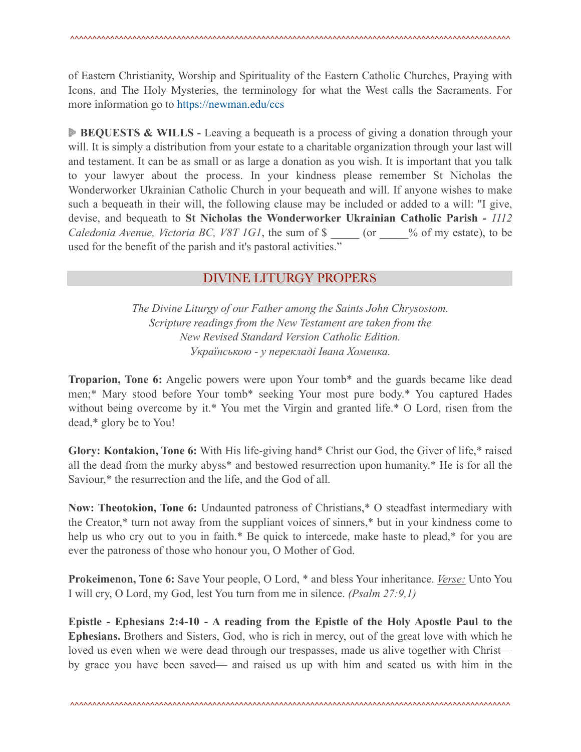of Eastern Christianity, Worship and Spirituality of the Eastern Catholic Churches, Praying with Icons, and The Holy Mysteries, the terminology for what the West calls the Sacraments. For more information go to https://newman.edu/ccs

**BEQUESTS & WILLS -** Leaving a bequeath is a process of giving a donation through your will. It is simply a distribution from your estate to a charitable organization through your last will and testament. It can be as small or as large a donation as you wish. It is important that you talk to your lawyer about the process. In your kindness please remember St Nicholas the Wonderworker Ukrainian Catholic Church in your bequeath and will. If anyone wishes to make such a bequeath in their will, the following clause may be included or added to a will: "I give, devise, and bequeath to **St Nicholas the Wonderworker Ukrainian Catholic Parish -** *1112 Caledonia Avenue, Victoria BC, V8T 1G1*, the sum of $ _____ (or _____% of my estate), to be used for the benefit of the parish and it's pastoral activities."

## DIVINE LITURGY PROPERS

*The Divine Liturgy of our Father among the Saints John Chrysostom.*
*Scripture readings from the New Testament are taken from the*
*New Revised Standard Version Catholic Edition.*
*Українською - у перекладі Івана Хоменка.*

**Troparion, Tone 6:** Angelic powers were upon Your tomb* and the guards became like dead men;* Mary stood before Your tomb* seeking Your most pure body.* You captured Hades without being overcome by it.* You met the Virgin and granted life.* O Lord, risen from the dead,* glory be to You!

**Glory: Kontakion, Tone 6:** With His life-giving hand* Christ our God, the Giver of life,* raised all the dead from the murky abyss* and bestowed resurrection upon humanity.* He is for all the Saviour,* the resurrection and the life, and the God of all.

**Now: Theotokion, Tone 6:** Undaunted patroness of Christians,* O steadfast intermediary with the Creator,* turn not away from the suppliant voices of sinners,* but in your kindness come to help us who cry out to you in faith.* Be quick to intercede, make haste to plead,* for you are ever the patroness of those who honour you, O Mother of God.

**Prokeimenon, Tone 6:** Save Your people, O Lord, * and bless Your inheritance. *Verse:* Unto You I will cry, O Lord, my God, lest You turn from me in silence. *(Psalm 27:9,1)*

**Epistle - Ephesians 2:4-10 - A reading from the Epistle of the Holy Apostle Paul to the Ephesians.** Brothers and Sisters, God, who is rich in mercy, out of the great love with which he loved us even when we were dead through our trespasses, made us alive together with Christ— by grace you have been saved— and raised us up with him and seated us with him in the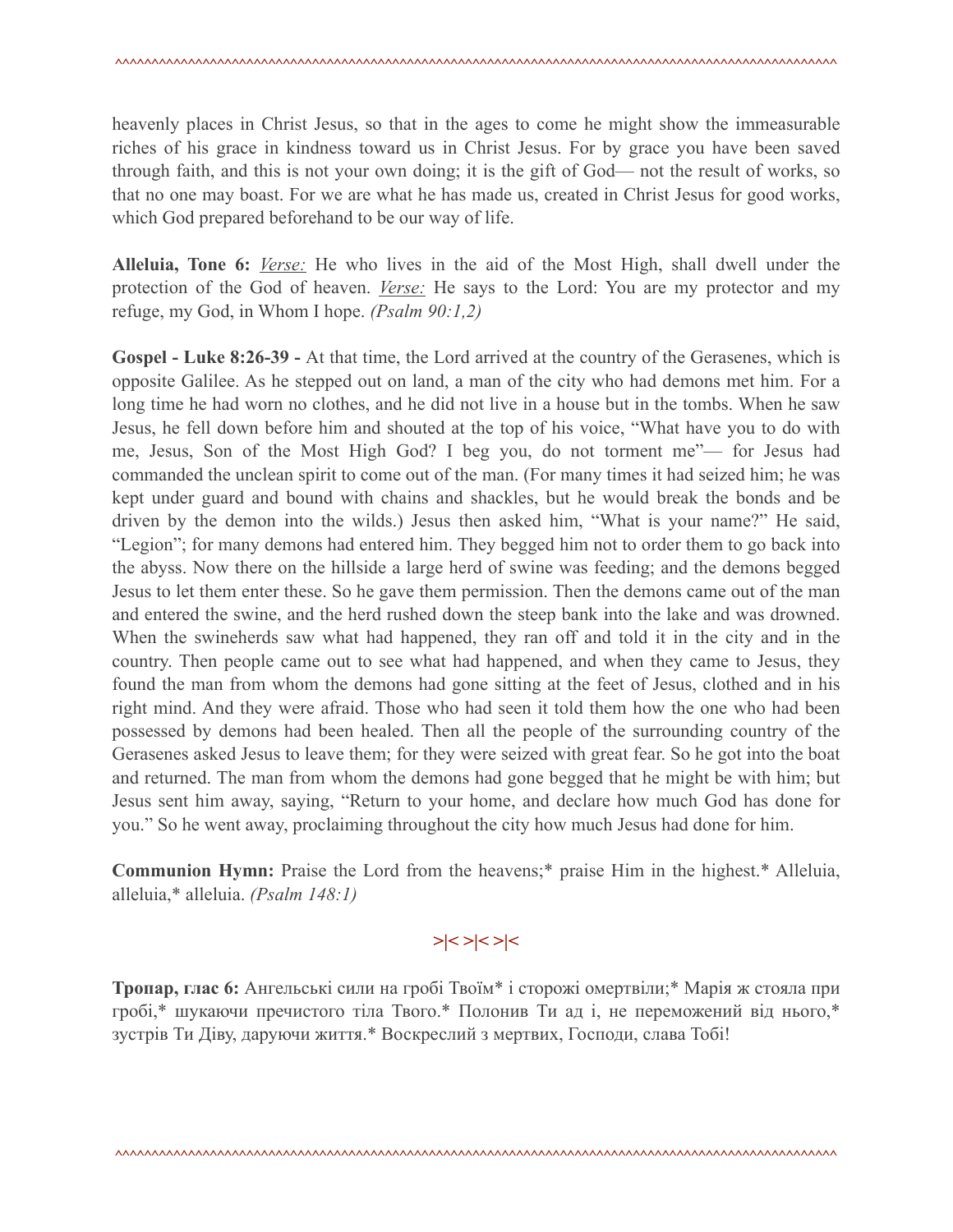heavenly places in Christ Jesus, so that in the ages to come he might show the immeasurable riches of his grace in kindness toward us in Christ Jesus. For by grace you have been saved through faith, and this is not your own doing; it is the gift of God— not the result of works, so that no one may boast. For we are what he has made us, created in Christ Jesus for good works, which God prepared beforehand to be our way of life.

**Alleluia, Tone 6:** *Verse:* He who lives in the aid of the Most High, shall dwell under the protection of the God of heaven. *Verse:* He says to the Lord: You are my protector and my refuge, my God, in Whom I hope. *(Psalm 90:1,2)*

**Gospel - Luke 8:26-39 -** At that time, the Lord arrived at the country of the Gerasenes, which is opposite Galilee. As he stepped out on land, a man of the city who had demons met him. For a long time he had worn no clothes, and he did not live in a house but in the tombs. When he saw Jesus, he fell down before him and shouted at the top of his voice, "What have you to do with me, Jesus, Son of the Most High God? I beg you, do not torment me"— for Jesus had commanded the unclean spirit to come out of the man. (For many times it had seized him; he was kept under guard and bound with chains and shackles, but he would break the bonds and be driven by the demon into the wilds.) Jesus then asked him, "What is your name?" He said, "Legion"; for many demons had entered him. They begged him not to order them to go back into the abyss. Now there on the hillside a large herd of swine was feeding; and the demons begged Jesus to let them enter these. So he gave them permission. Then the demons came out of the man and entered the swine, and the herd rushed down the steep bank into the lake and was drowned. When the swineherds saw what had happened, they ran off and told it in the city and in the country. Then people came out to see what had happened, and when they came to Jesus, they found the man from whom the demons had gone sitting at the feet of Jesus, clothed and in his right mind. And they were afraid. Those who had seen it told them how the one who had been possessed by demons had been healed. Then all the people of the surrounding country of the Gerasenes asked Jesus to leave them; for they were seized with great fear. So he got into the boat and returned. The man from whom the demons had gone begged that he might be with him; but Jesus sent him away, saying, "Return to your home, and declare how much God has done for you." So he went away, proclaiming throughout the city how much Jesus had done for him.

**Communion Hymn:** Praise the Lord from the heavens;* praise Him in the highest.* Alleluia, alleluia,* alleluia. *(Psalm 148:1)*

>|< >|< >|<

**Тропар, глас 6:** Ангельські сили на гробі Твоїм* і сторожі омертвіли;* Марія ж стояла при гробі,* шукаючи пречистого тіла Твого.* Полонив Ти ад і, не переможений від нього,* зустрів Ти Діву, даруючи життя.* Воскреслий з мертвих, Господи, слава Тобі!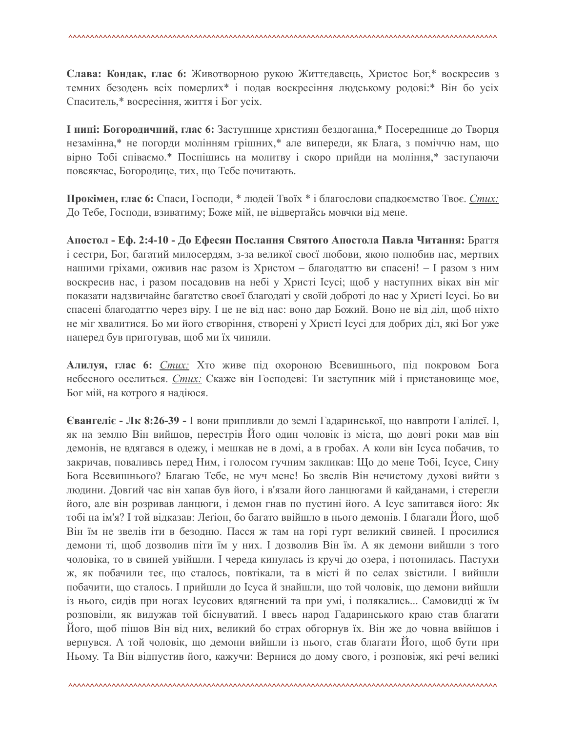**Слава: Кондак, глас 6:** Животворною рукою Життєдавець, Христос Бог,* воскресив з темних безодень всіх померлих* і подав воскресіння людському родові:* Він бо усіх Спаситель,* восресіння, життя і Бог усіх.

**І нині: Богородичний, глас 6:** Заступнице християн бездоганна,* Посереднице до Творця незамінна,* не погорди молінням грішних,* але випереди, як Блага, з поміччю нам, що вірно Тобі співаємо.* Поспішись на молитву і скоро прийди на моління,* заступаючи повсякчас, Богородице, тих, що Тебе почитають.

**Прокімен, глас 6:** Спаси, Господи, * людей Твоїх * і благослови спадкоємство Твоє. *Стих:* До Тебе, Господи, взиватиму; Боже мій, не відвертайсь мовчки від мене.

**Апостол - Еф. 2:4-10 - До Ефесян Послання Святого Апостола Павла Читання:** Браття і сестри, Бог, багатий милосердям, з-за великої своєї любови, якою полюбив нас, мертвих нашими гріхами, оживив нас разом із Христом – благодаттю ви спасені! – І разом з ним воскресив нас, і разом посадовив на небі у Христі Ісусі; щоб у наступних віках він міг показати надзвичайне багатство своєї благодаті у своїй доброті до нас у Христі Ісусі. Бо ви спасені благодаттю через віру. І це не від нас: воно дар Божий. Воно не від діл, щоб ніхто не міг хвалитися. Бо ми його створіння, створені у Христі Ісусі для добрих діл, які Бог уже наперед був приготував, щоб ми їх чинили.

**Алилуя, глас 6:** *Стих:* Хто живе під охороною Всевишнього, під покровом Бога небесного оселиться. *Стих:* Скаже він Господеві: Ти заступник мій і пристановище моє, Бог мій, на котрого я надіюся.

**Євангеліє - Лк 8:26-39 -** І вони припливли до землі Гадаринської, що навпроти Галілеї. І, як на землю Він вийшов, перестрів Його один чоловік із міста, що довгі роки мав він демонів, не вдягався в одежу, і мешкав не в домі, а в гробах. А коли він Ісуса побачив, то закричав, поваливсь перед Ним, і голосом гучним закликав: Що до мене Тобі, Ісусе, Сину Бога Всевишнього? Благаю Тебе, не муч мене! Бо звелів Він нечистому духові вийти з людини. Довгий час він хапав був його, і в'язали його ланцюгами й кайданами, і стерегли його, але він розривав ланцюги, і демон гнав по пустині його. А Ісус запитався його: Як тобі на ім'я? І той відказав: Легіон, бо багато ввійшло в нього демонів. І благали Його, щоб Він їм не звелів іти в безодню. Пасся ж там на горі гурт великий свиней. І просилися демони ті, щоб дозволив піти їм у них. І дозволив Він їм. А як демони вийшли з того чоловіка, то в свиней увійшли. І череда кинулась із кручі до озера, і потопилась. Пастухи ж, як побачили теє, що сталось, повтікали, та в місті й по селах звістили. І вийшли побачити, що сталось. І прийшли до Ісуса й знайшли, що той чоловік, що демони вийшли із нього, сидів при ногах Ісусових вдягнений та при умі, і полякались... Самовидці ж їм розповіли, як видужав той біснуватий. І ввесь народ Гадаринського краю став благати Його, щоб пішов Він від них, великий бо страх обгорнув їх. Він же до човна ввійшов і вернувся. А той чоловік, що демони вийшли із нього, став благати Його, щоб бути при Ньому. Та Він відпустив його, кажучи: Вернися до дому свого, і розповіж, які речі великі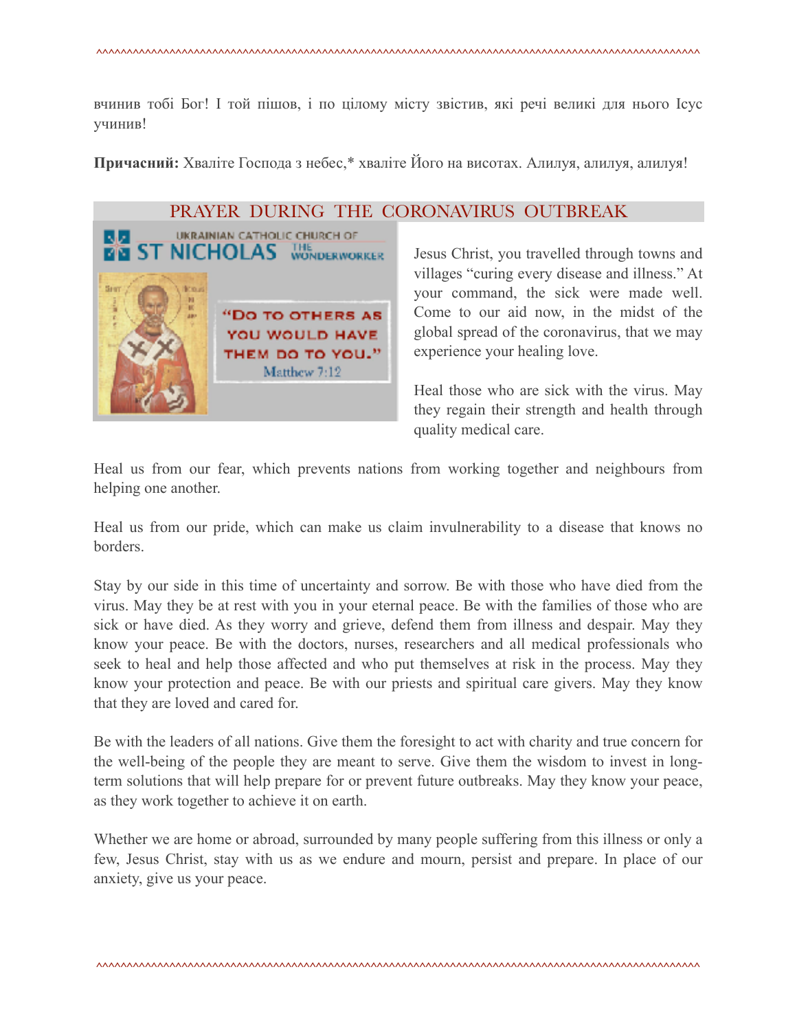вчинив тобі Бог! І той пішов, і по цілому місту звістив, які речі великі для нього Ісус учинив!

**Причасний:** Хваліте Господа з небес,* хваліте Його на висотах. Алилуя, алилуя, алилуя!

## PRAYER DURING THE CORONAVIRUS OUTBREAK

UKRAINIAN CATHOLIC CHURCH OF ST NICHOLAS THE WONDERWORKER

"DO TO OTHERS AS YOU WOULD HAVE THEM DO TO YOU." Matthew 7:12

Jesus Christ, you travelled through towns and villages "curing every disease and illness." At your command, the sick were made well. Come to our aid now, in the midst of the global spread of the coronavirus, that we may experience your healing love.

Heal those who are sick with the virus. May they regain their strength and health through quality medical care.

Heal us from our fear, which prevents nations from working together and neighbours from helping one another.

Heal us from our pride, which can make us claim invulnerability to a disease that knows no borders.

Stay by our side in this time of uncertainty and sorrow. Be with those who have died from the virus. May they be at rest with you in your eternal peace. Be with the families of those who are sick or have died. As they worry and grieve, defend them from illness and despair. May they know your peace. Be with the doctors, nurses, researchers and all medical professionals who seek to heal and help those affected and who put themselves at risk in the process. May they know your protection and peace. Be with our priests and spiritual care givers. May they know that they are loved and cared for.

Be with the leaders of all nations. Give them the foresight to act with charity and true concern for the well-being of the people they are meant to serve. Give them the wisdom to invest in long-term solutions that will help prepare for or prevent future outbreaks. May they know your peace, as they work together to achieve it on earth.

Whether we are home or abroad, surrounded by many people suffering from this illness or only a few, Jesus Christ, stay with us as we endure and mourn, persist and prepare. In place of our anxiety, give us your peace.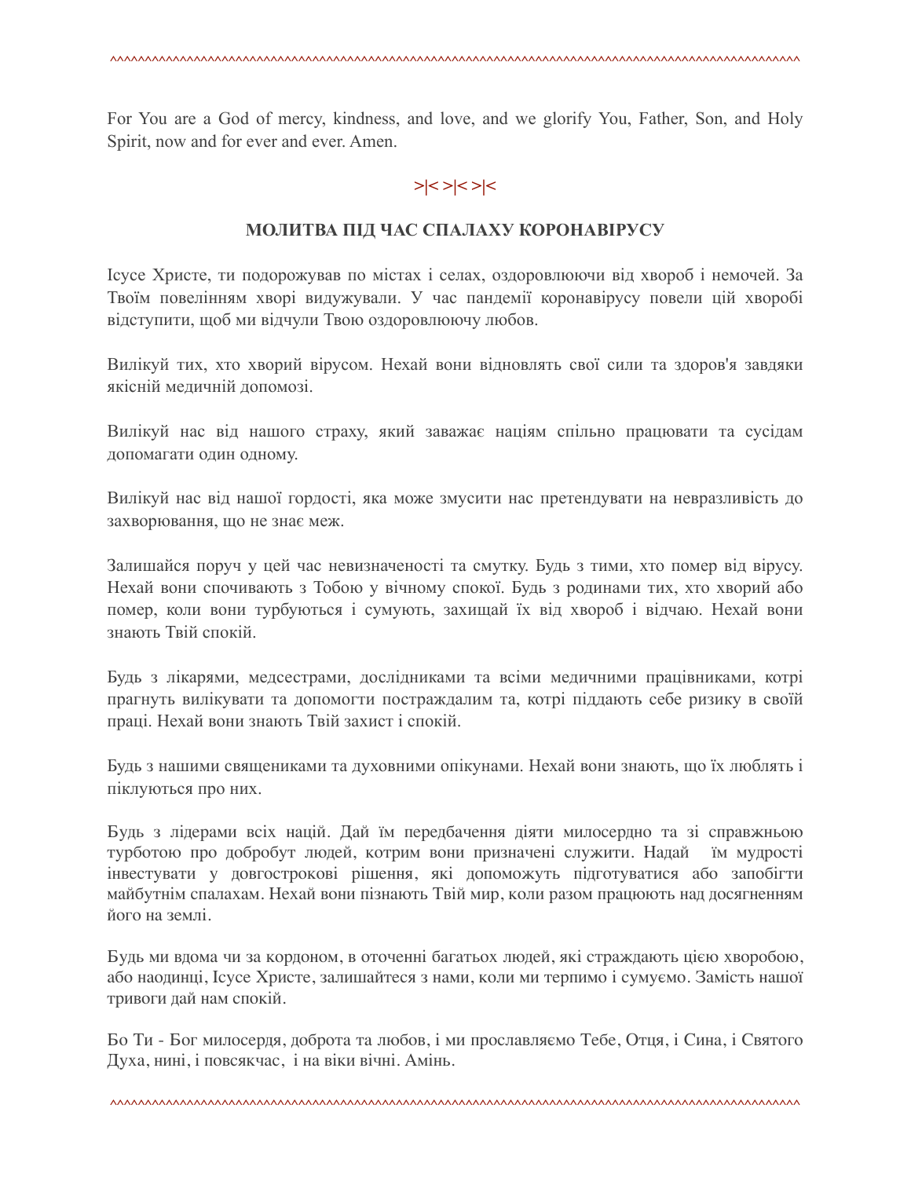For You are a God of mercy, kindness, and love, and we glorify You, Father, Son, and Holy Spirit, now and for ever and ever. Amen.

>|< >|< >|<

## МОЛИТВА ПІД ЧАС СПАЛАХУ КОРОНАВІРУСУ

Ісусе Христе, ти подорожував по містах і селах, оздоровлюючи від хвороб і немочей. За Твоїм повелінням хворі видужували. У час пандемії коронавірусу повели цій хворобі відступити, щоб ми відчули Твою оздоровлюючу любов.

Вилікуй тих, хто хворий вірусом. Нехай вони відновлять свої сили та здоров'я завдяки якісній медичній допомозі.

Вилікуй нас від нашого страху, який заважає націям спільно працювати та сусідам допомагати один одному.

Вилікуй нас від нашої гордості, яка може змусити нас претендувати на невразливість до захворювання, що не знає меж.

Залишайся поруч у цей час невизначеності та смутку. Будь з тими, хто помер від вірусу. Нехай вони спочивають з Тобою у вічному спокої. Будь з родинами тих, хто хворий або помер, коли вони турбуються і сумують, захищай їх від хвороб і відчаю. Нехай вони знають Твій спокій.

Будь з лікарями, медсестрами, дослідниками та всіми медичними працівниками, котрі прагнуть вилікувати та допомогти постраждалим та, котрі піддають себе ризику в своїй праці. Нехай вони знають Твій захист і спокій.

Будь з нашими священиками та духовними опікунами. Нехай вони знають, що їх люблять і піклуються про них.

Будь з лідерами всіх націй. Дай їм передбачення діяти милосердно та зі справжньою турботою про добробут людей, котрим вони призначені служити. Надай їм мудрості інвестувати у довгострокові рішення, які допоможуть підготуватися або запобігти майбутнім спалахам. Нехай вони пізнають Твій мир, коли разом працюють над досягненням його на землі.

Будь ми вдома чи за кордоном, в оточенні багатьох людей, які страждають цією хворобою, або наодинці, Ісусе Христе, залишайтеся з нами, коли ми терпимо і сумуємо. Замість нашої тривоги дай нам спокій.

Бо Ти - Бог милосердя, доброта та любов, і ми прославляємо Тебе, Отця, і Сина, і Святого Духа, нині, і повсякчас, і на віки вічні. Амінь.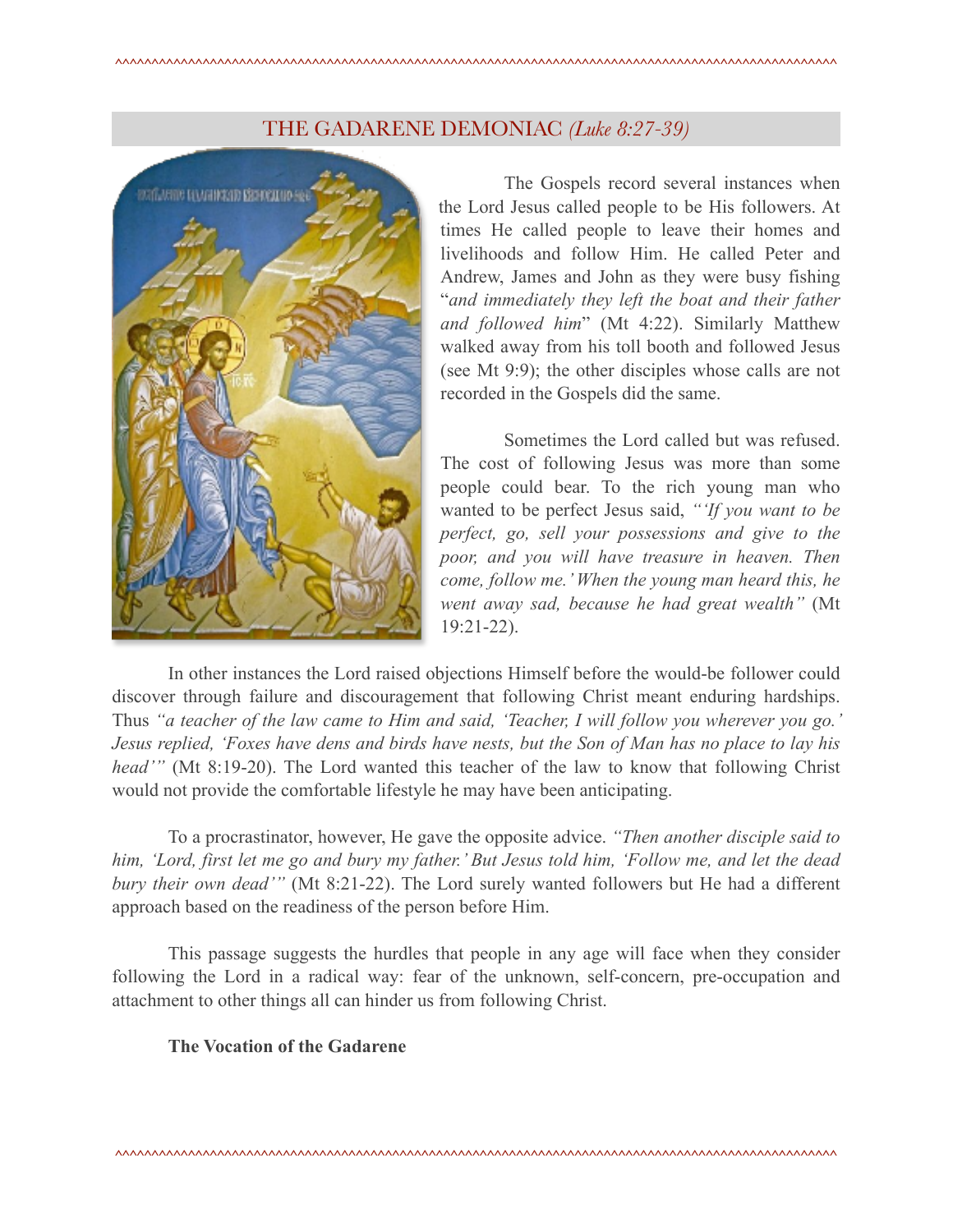## THE GADARENE DEMONIAC *(Luke 8:27-39)*

The Gospels record several instances when the Lord Jesus called people to be His followers. At times He called people to leave their homes and livelihoods and follow Him. He called Peter and Andrew, James and John as they were busy fishing "*and immediately they left the boat and their father and followed him*" (Mt 4:22). Similarly Matthew walked away from his toll booth and followed Jesus (see Mt 9:9); the other disciples whose calls are not recorded in the Gospels did the same.

Sometimes the Lord called but was refused. The cost of following Jesus was more than some people could bear. To the rich young man who wanted to be perfect Jesus said, *"'If you want to be perfect, go, sell your possessions and give to the poor, and you will have treasure in heaven. Then come, follow me.' When the young man heard this, he went away sad, because he had great wealth"* (Mt 19:21-22).

In other instances the Lord raised objections Himself before the would-be follower could discover through failure and discouragement that following Christ meant enduring hardships. Thus *"a teacher of the law came to Him and said, 'Teacher, I will follow you wherever you go.' Jesus replied, 'Foxes have dens and birds have nests, but the Son of Man has no place to lay his head'"* (Mt 8:19-20). The Lord wanted this teacher of the law to know that following Christ would not provide the comfortable lifestyle he may have been anticipating.

To a procrastinator, however, He gave the opposite advice. *"Then another disciple said to him, 'Lord, first let me go and bury my father.' But Jesus told him, 'Follow me, and let the dead bury their own dead'"* (Mt 8:21-22). The Lord surely wanted followers but He had a different approach based on the readiness of the person before Him.

This passage suggests the hurdles that people in any age will face when they consider following the Lord in a radical way: fear of the unknown, self-concern, pre-occupation and attachment to other things all can hinder us from following Christ.

**The Vocation of the Gadarene**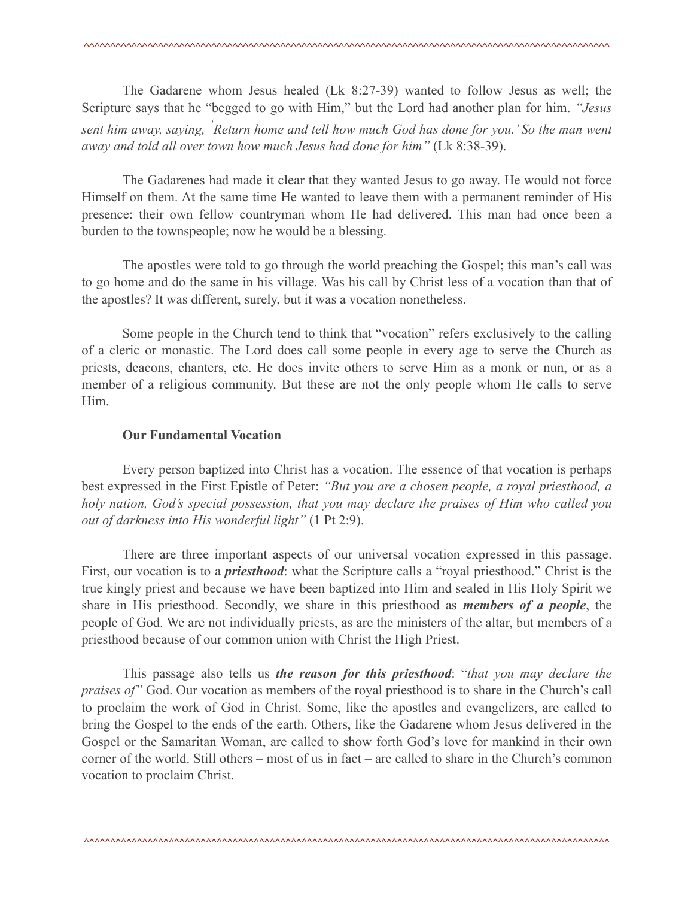The Gadarene whom Jesus healed (Lk 8:27-39) wanted to follow Jesus as well; the Scripture says that he "begged to go with Him," but the Lord had another plan for him. *"Jesus sent him away, saying, 'Return home and tell how much God has done for you.' So the man went away and told all over town how much Jesus had done for him"* (Lk 8:38-39).

The Gadarenes had made it clear that they wanted Jesus to go away. He would not force Himself on them. At the same time He wanted to leave them with a permanent reminder of His presence: their own fellow countryman whom He had delivered. This man had once been a burden to the townspeople; now he would be a blessing.

The apostles were told to go through the world preaching the Gospel; this man's call was to go home and do the same in his village. Was his call by Christ less of a vocation than that of the apostles? It was different, surely, but it was a vocation nonetheless.

Some people in the Church tend to think that "vocation" refers exclusively to the calling of a cleric or monastic. The Lord does call some people in every age to serve the Church as priests, deacons, chanters, etc. He does invite others to serve Him as a monk or nun, or as a member of a religious community. But these are not the only people whom He calls to serve Him.

**Our Fundamental Vocation**

Every person baptized into Christ has a vocation. The essence of that vocation is perhaps best expressed in the First Epistle of Peter: *"But you are a chosen people, a royal priesthood, a holy nation, God's special possession, that you may declare the praises of Him who called you out of darkness into His wonderful light"* (1 Pt 2:9).

There are three important aspects of our universal vocation expressed in this passage. First, our vocation is to a ***priesthood***: what the Scripture calls a "royal priesthood." Christ is the true kingly priest and because we have been baptized into Him and sealed in His Holy Spirit we share in His priesthood. Secondly, we share in this priesthood as ***members of a people***, the people of God. We are not individually priests, as are the ministers of the altar, but members of a priesthood because of our common union with Christ the High Priest.

This passage also tells us ***the reason for this priesthood***: "*that you may declare the praises of"* God. Our vocation as members of the royal priesthood is to share in the Church's call to proclaim the work of God in Christ. Some, like the apostles and evangelizers, are called to bring the Gospel to the ends of the earth. Others, like the Gadarene whom Jesus delivered in the Gospel or the Samaritan Woman, are called to show forth God's love for mankind in their own corner of the world. Still others – most of us in fact – are called to share in the Church's common vocation to proclaim Christ.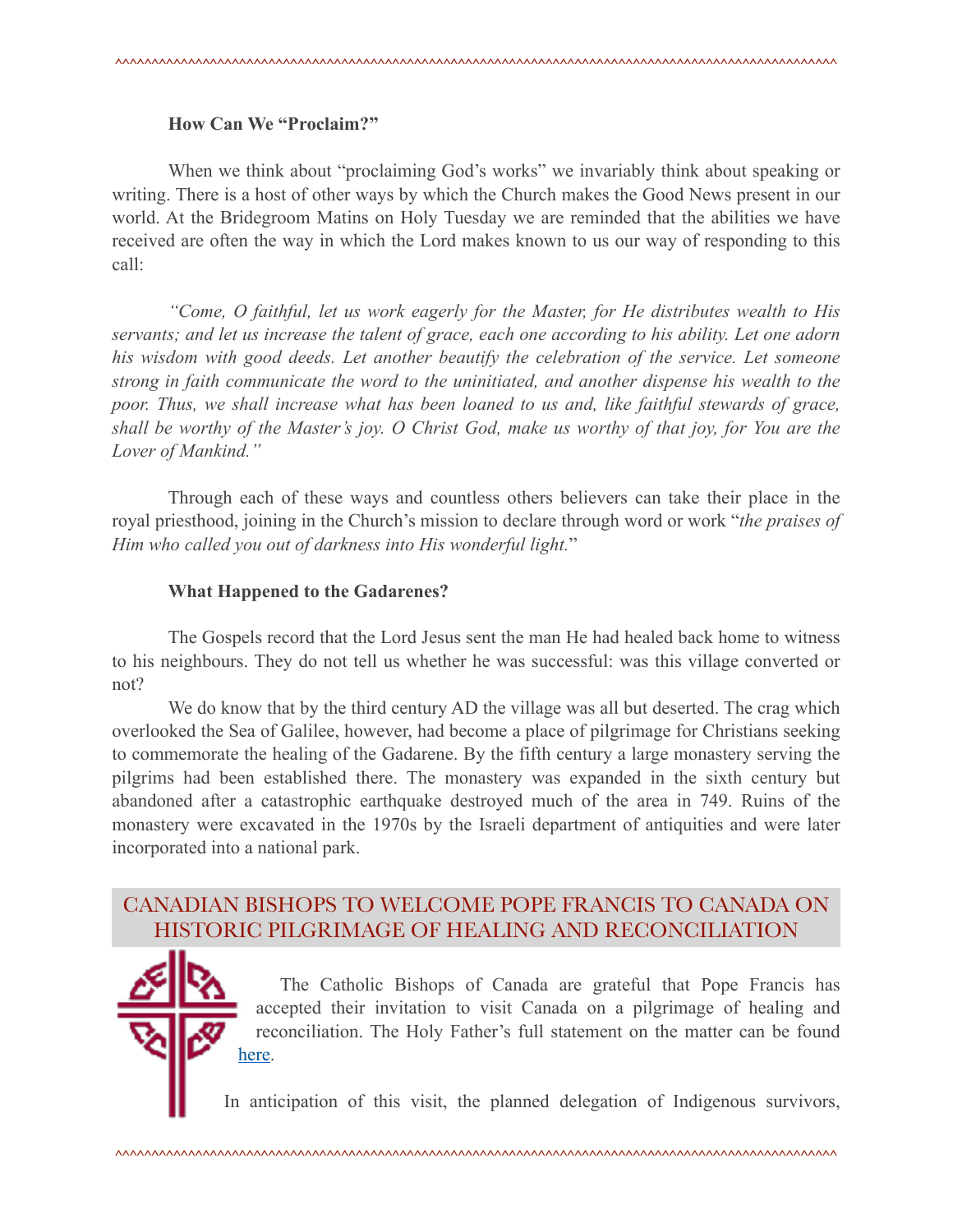**How Can We "Proclaim?"**

When we think about "proclaiming God's works" we invariably think about speaking or writing. There is a host of other ways by which the Church makes the Good News present in our world. At the Bridegroom Matins on Holy Tuesday we are reminded that the abilities we have received are often the way in which the Lord makes known to us our way of responding to this call:

*"Come, O faithful, let us work eagerly for the Master, for He distributes wealth to His servants; and let us increase the talent of grace, each one according to his ability. Let one adorn his wisdom with good deeds. Let another beautify the celebration of the service. Let someone strong in faith communicate the word to the uninitiated, and another dispense his wealth to the poor. Thus, we shall increase what has been loaned to us and, like faithful stewards of grace, shall be worthy of the Master's joy. O Christ God, make us worthy of that joy, for You are the Lover of Mankind."*

Through each of these ways and countless others believers can take their place in the royal priesthood, joining in the Church's mission to declare through word or work "*the praises of Him who called you out of darkness into His wonderful light.*"

**What Happened to the Gadarenes?**

The Gospels record that the Lord Jesus sent the man He had healed back home to witness to his neighbours. They do not tell us whether he was successful: was this village converted or not?

We do know that by the third century AD the village was all but deserted. The crag which overlooked the Sea of Galilee, however, had become a place of pilgrimage for Christians seeking to commemorate the healing of the Gadarene. By the fifth century a large monastery serving the pilgrims had been established there. The monastery was expanded in the sixth century but abandoned after a catastrophic earthquake destroyed much of the area in 749. Ruins of the monastery were excavated in the 1970s by the Israeli department of antiquities and were later incorporated into a national park.

## CANADIAN BISHOPS TO WELCOME POPE FRANCIS TO CANADA ON HISTORIC PILGRIMAGE OF HEALING AND RECONCILIATION

The Catholic Bishops of Canada are grateful that Pope Francis has accepted their invitation to visit Canada on a pilgrimage of healing and reconciliation. The Holy Father's full statement on the matter can be found here.

In anticipation of this visit, the planned delegation of Indigenous survivors,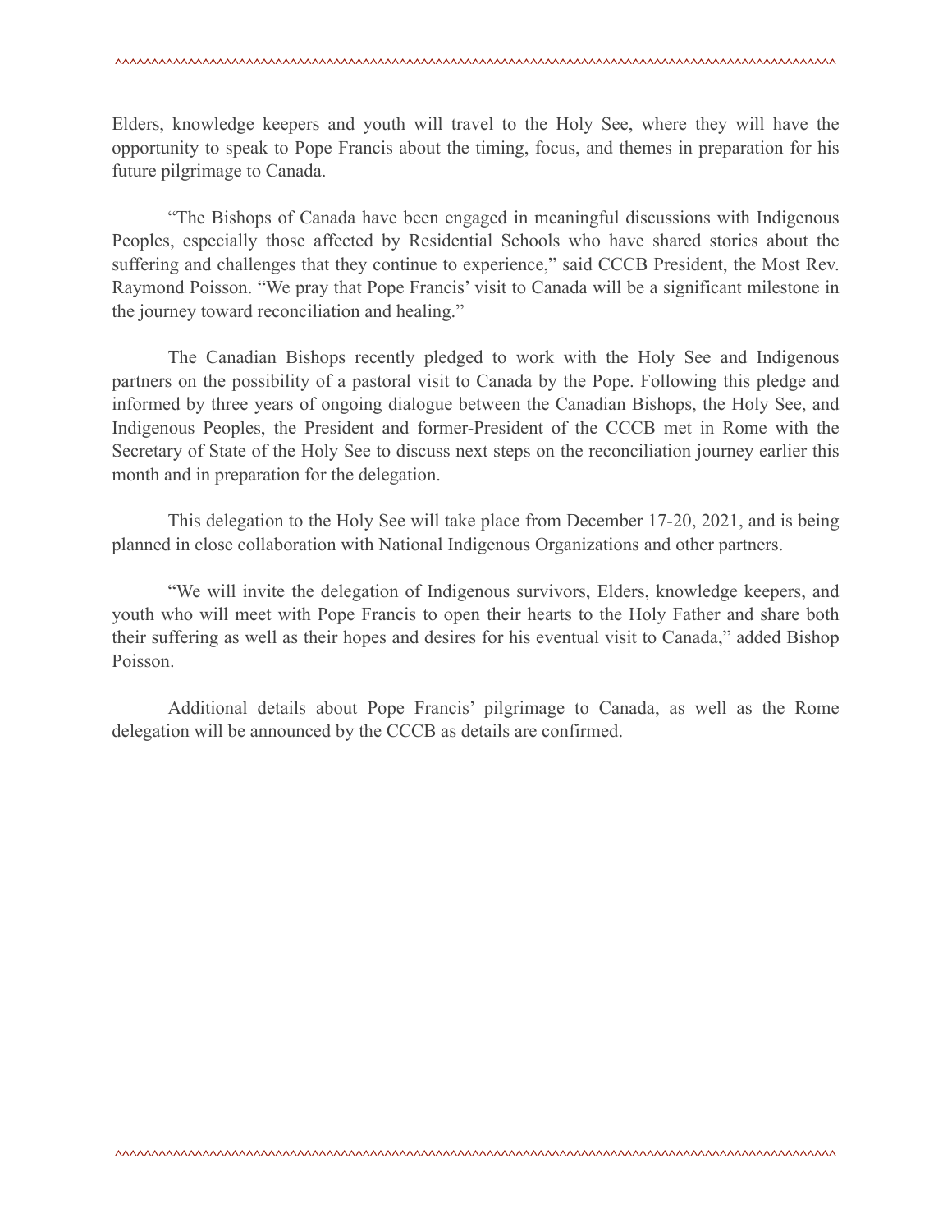Elders, knowledge keepers and youth will travel to the Holy See, where they will have the opportunity to speak to Pope Francis about the timing, focus, and themes in preparation for his future pilgrimage to Canada.

"The Bishops of Canada have been engaged in meaningful discussions with Indigenous Peoples, especially those affected by Residential Schools who have shared stories about the suffering and challenges that they continue to experience," said CCCB President, the Most Rev. Raymond Poisson. "We pray that Pope Francis' visit to Canada will be a significant milestone in the journey toward reconciliation and healing."

The Canadian Bishops recently pledged to work with the Holy See and Indigenous partners on the possibility of a pastoral visit to Canada by the Pope. Following this pledge and informed by three years of ongoing dialogue between the Canadian Bishops, the Holy See, and Indigenous Peoples, the President and former-President of the CCCB met in Rome with the Secretary of State of the Holy See to discuss next steps on the reconciliation journey earlier this month and in preparation for the delegation.

This delegation to the Holy See will take place from December 17-20, 2021, and is being planned in close collaboration with National Indigenous Organizations and other partners.

"We will invite the delegation of Indigenous survivors, Elders, knowledge keepers, and youth who will meet with Pope Francis to open their hearts to the Holy Father and share both their suffering as well as their hopes and desires for his eventual visit to Canada," added Bishop Poisson.

Additional details about Pope Francis' pilgrimage to Canada, as well as the Rome delegation will be announced by the CCCB as details are confirmed.